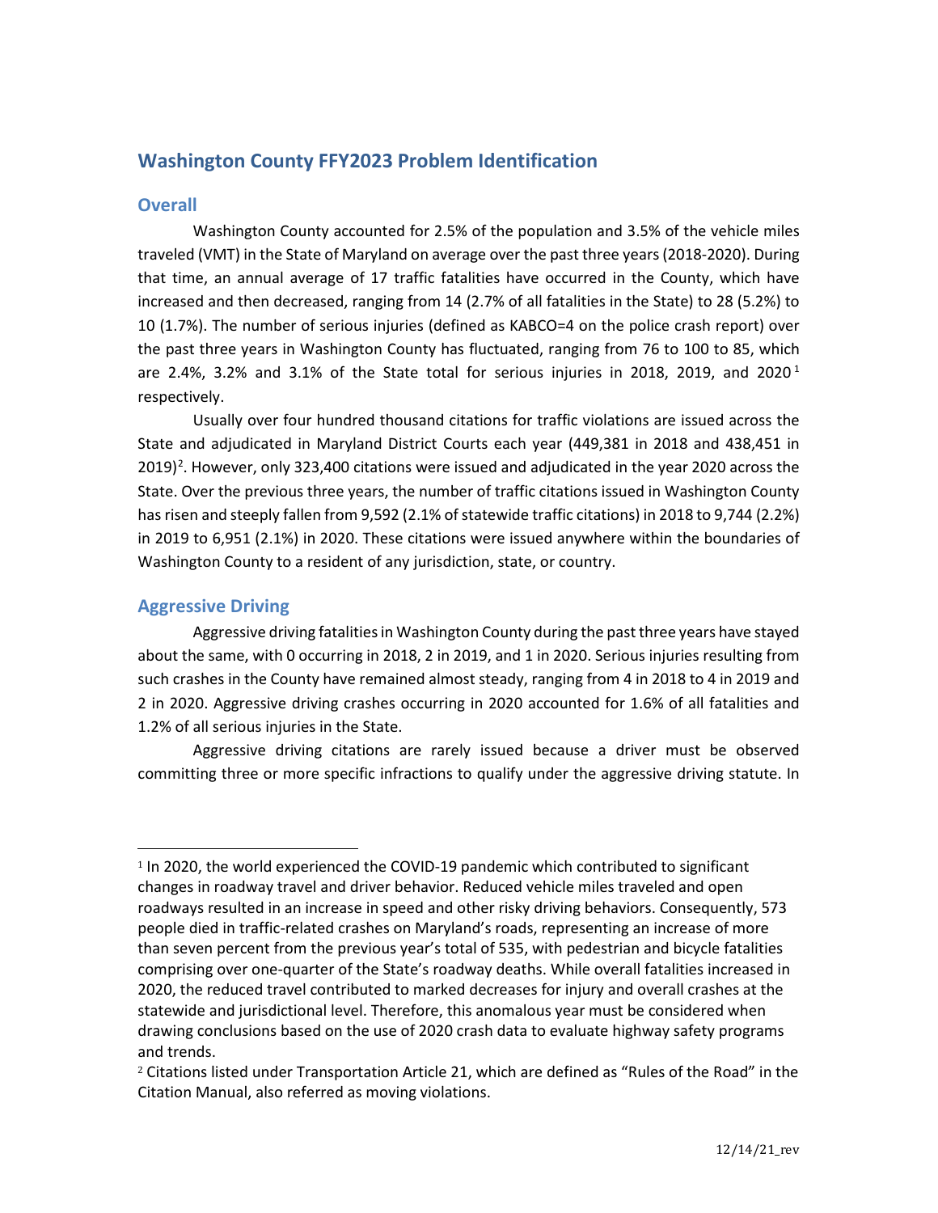## Washington County FFY2023 Problem Identification

### Overall

Washington County accounted for 2.5% of the population and 3.5% of the vehicle miles traveled (VMT) in the State of Maryland on average over the past three years (2018-2020). During that time, an annual average of 17 traffic fatalities have occurred in the County, which have increased and then decreased, ranging from 14 (2.7% of all fatalities in the State) to 28 (5.2%) to 10 (1.7%). The number of serious injuries (defined as KABCO=4 on the police crash report) over the past three years in Washington County has fluctuated, ranging from 76 to 100 to 85, which are 2.4%, 3.2% and 3.1% of the State total for serious injuries in 2018, 2019, and 2020[1] respectively.

Usually over four hundred thousand citations for traffic violations are issued across the State and adjudicated in Maryland District Courts each year (449,381 in 2018 and 438,451 in 2019)[2]. However, only 323,400 citations were issued and adjudicated in the year 2020 across the State. Over the previous three years, the number of traffic citations issued in Washington County has risen and steeply fallen from 9,592 (2.1% of statewide traffic citations) in 2018 to 9,744 (2.2%) in 2019 to 6,951 (2.1%) in 2020. These citations were issued anywhere within the boundaries of Washington County to a resident of any jurisdiction, state, or country.

### Aggressive Driving

Aggressive driving fatalities in Washington County during the past three years have stayed about the same, with 0 occurring in 2018, 2 in 2019, and 1 in 2020. Serious injuries resulting from such crashes in the County have remained almost steady, ranging from 4 in 2018 to 4 in 2019 and 2 in 2020. Aggressive driving crashes occurring in 2020 accounted for 1.6% of all fatalities and 1.2% of all serious injuries in the State.

Aggressive driving citations are rarely issued because a driver must be observed committing three or more specific infractions to qualify under the aggressive driving statute. In

---

[1] In 2020, the world experienced the COVID-19 pandemic which contributed to significant changes in roadway travel and driver behavior. Reduced vehicle miles traveled and open roadways resulted in an increase in speed and other risky driving behaviors. Consequently, 573 people died in traffic-related crashes on Maryland's roads, representing an increase of more than seven percent from the previous year's total of 535, with pedestrian and bicycle fatalities comprising over one-quarter of the State's roadway deaths. While overall fatalities increased in 2020, the reduced travel contributed to marked decreases for injury and overall crashes at the statewide and jurisdictional level. Therefore, this anomalous year must be considered when drawing conclusions based on the use of 2020 crash data to evaluate highway safety programs and trends.

[2] Citations listed under Transportation Article 21, which are defined as "Rules of the Road" in the Citation Manual, also referred as moving violations.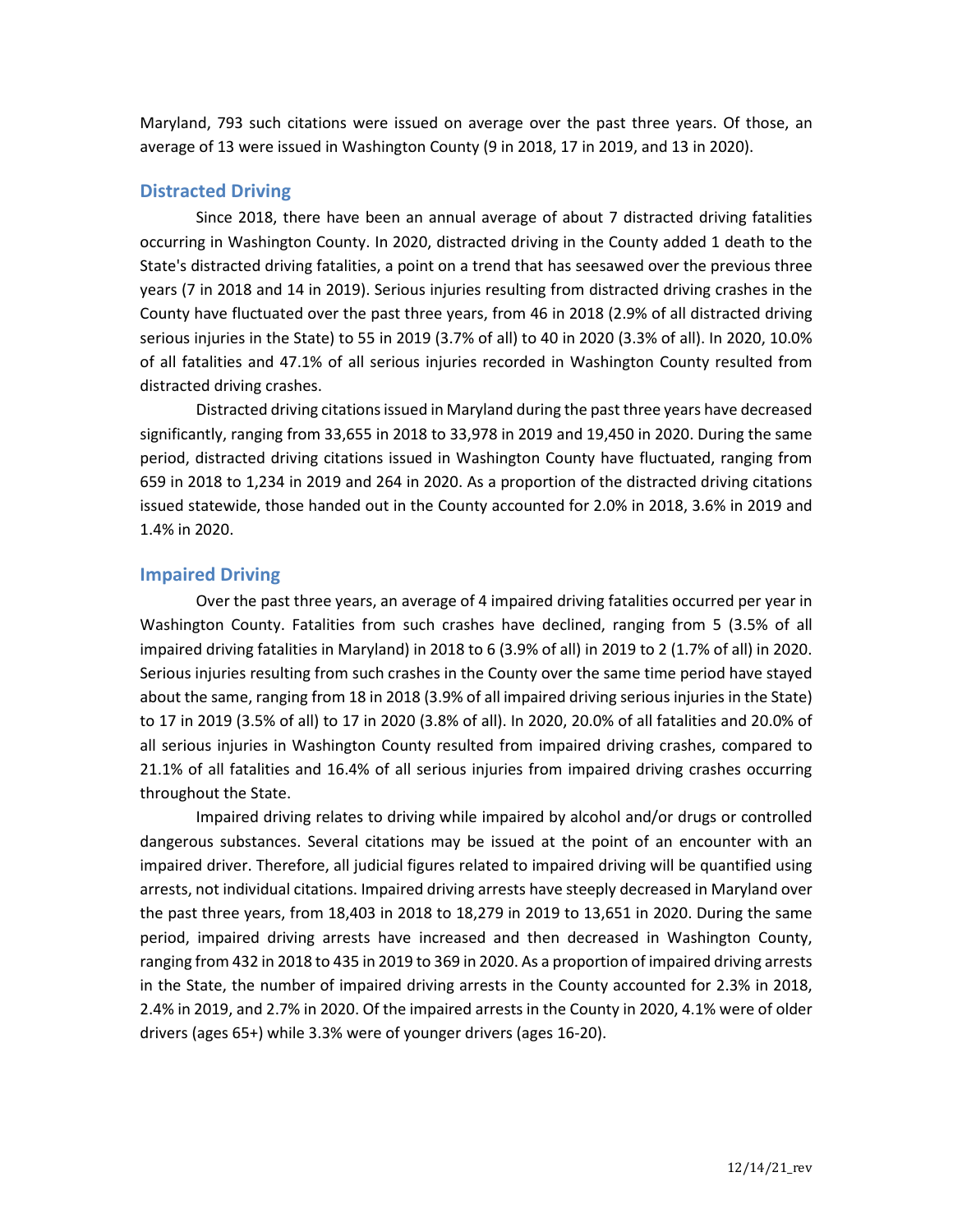Maryland, 793 such citations were issued on average over the past three years. Of those, an average of 13 were issued in Washington County (9 in 2018, 17 in 2019, and 13 in 2020).

## Distracted Driving

Since 2018, there have been an annual average of about 7 distracted driving fatalities occurring in Washington County. In 2020, distracted driving in the County added 1 death to the State's distracted driving fatalities, a point on a trend that has seesawed over the previous three years (7 in 2018 and 14 in 2019). Serious injuries resulting from distracted driving crashes in the County have fluctuated over the past three years, from 46 in 2018 (2.9% of all distracted driving serious injuries in the State) to 55 in 2019 (3.7% of all) to 40 in 2020 (3.3% of all). In 2020, 10.0% of all fatalities and 47.1% of all serious injuries recorded in Washington County resulted from distracted driving crashes.

Distracted driving citations issued in Maryland during the past three years have decreased significantly, ranging from 33,655 in 2018 to 33,978 in 2019 and 19,450 in 2020. During the same period, distracted driving citations issued in Washington County have fluctuated, ranging from 659 in 2018 to 1,234 in 2019 and 264 in 2020. As a proportion of the distracted driving citations issued statewide, those handed out in the County accounted for 2.0% in 2018, 3.6% in 2019 and 1.4% in 2020.

## Impaired Driving

Over the past three years, an average of 4 impaired driving fatalities occurred per year in Washington County. Fatalities from such crashes have declined, ranging from 5 (3.5% of all impaired driving fatalities in Maryland) in 2018 to 6 (3.9% of all) in 2019 to 2 (1.7% of all) in 2020. Serious injuries resulting from such crashes in the County over the same time period have stayed about the same, ranging from 18 in 2018 (3.9% of all impaired driving serious injuries in the State) to 17 in 2019 (3.5% of all) to 17 in 2020 (3.8% of all). In 2020, 20.0% of all fatalities and 20.0% of all serious injuries in Washington County resulted from impaired driving crashes, compared to 21.1% of all fatalities and 16.4% of all serious injuries from impaired driving crashes occurring throughout the State.

Impaired driving relates to driving while impaired by alcohol and/or drugs or controlled dangerous substances. Several citations may be issued at the point of an encounter with an impaired driver. Therefore, all judicial figures related to impaired driving will be quantified using arrests, not individual citations. Impaired driving arrests have steeply decreased in Maryland over the past three years, from 18,403 in 2018 to 18,279 in 2019 to 13,651 in 2020. During the same period, impaired driving arrests have increased and then decreased in Washington County, ranging from 432 in 2018 to 435 in 2019 to 369 in 2020. As a proportion of impaired driving arrests in the State, the number of impaired driving arrests in the County accounted for 2.3% in 2018, 2.4% in 2019, and 2.7% in 2020. Of the impaired arrests in the County in 2020, 4.1% were of older drivers (ages 65+) while 3.3% were of younger drivers (ages 16-20).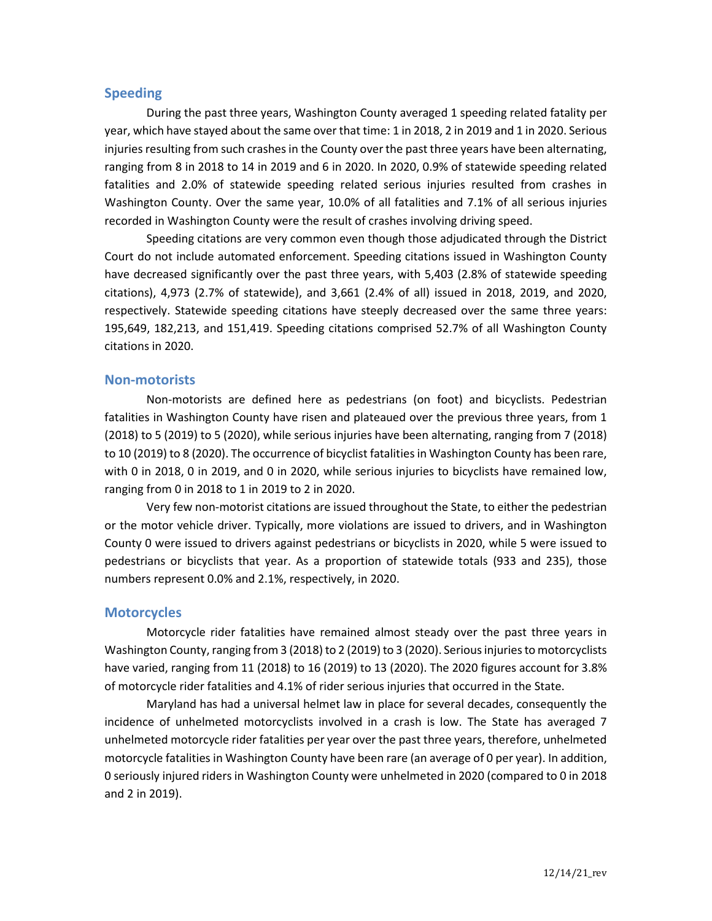## Speeding

During the past three years, Washington County averaged 1 speeding related fatality per year, which have stayed about the same over that time: 1 in 2018, 2 in 2019 and 1 in 2020. Serious injuries resulting from such crashes in the County over the past three years have been alternating, ranging from 8 in 2018 to 14 in 2019 and 6 in 2020. In 2020, 0.9% of statewide speeding related fatalities and 2.0% of statewide speeding related serious injuries resulted from crashes in Washington County. Over the same year, 10.0% of all fatalities and 7.1% of all serious injuries recorded in Washington County were the result of crashes involving driving speed.

Speeding citations are very common even though those adjudicated through the District Court do not include automated enforcement. Speeding citations issued in Washington County have decreased significantly over the past three years, with 5,403 (2.8% of statewide speeding citations), 4,973 (2.7% of statewide), and 3,661 (2.4% of all) issued in 2018, 2019, and 2020, respectively. Statewide speeding citations have steeply decreased over the same three years: 195,649, 182,213, and 151,419. Speeding citations comprised 52.7% of all Washington County citations in 2020.

## Non-motorists

Non-motorists are defined here as pedestrians (on foot) and bicyclists. Pedestrian fatalities in Washington County have risen and plateaued over the previous three years, from 1 (2018) to 5 (2019) to 5 (2020), while serious injuries have been alternating, ranging from 7 (2018) to 10 (2019) to 8 (2020). The occurrence of bicyclist fatalities in Washington County has been rare, with 0 in 2018, 0 in 2019, and 0 in 2020, while serious injuries to bicyclists have remained low, ranging from 0 in 2018 to 1 in 2019 to 2 in 2020.

Very few non-motorist citations are issued throughout the State, to either the pedestrian or the motor vehicle driver. Typically, more violations are issued to drivers, and in Washington County 0 were issued to drivers against pedestrians or bicyclists in 2020, while 5 were issued to pedestrians or bicyclists that year. As a proportion of statewide totals (933 and 235), those numbers represent 0.0% and 2.1%, respectively, in 2020.

## Motorcycles

Motorcycle rider fatalities have remained almost steady over the past three years in Washington County, ranging from 3 (2018) to 2 (2019) to 3 (2020). Serious injuries to motorcyclists have varied, ranging from 11 (2018) to 16 (2019) to 13 (2020). The 2020 figures account for 3.8% of motorcycle rider fatalities and 4.1% of rider serious injuries that occurred in the State.

Maryland has had a universal helmet law in place for several decades, consequently the incidence of unhelmeted motorcyclists involved in a crash is low. The State has averaged 7 unhelmeted motorcycle rider fatalities per year over the past three years, therefore, unhelmeted motorcycle fatalities in Washington County have been rare (an average of 0 per year). In addition, 0 seriously injured riders in Washington County were unhelmeted in 2020 (compared to 0 in 2018 and 2 in 2019).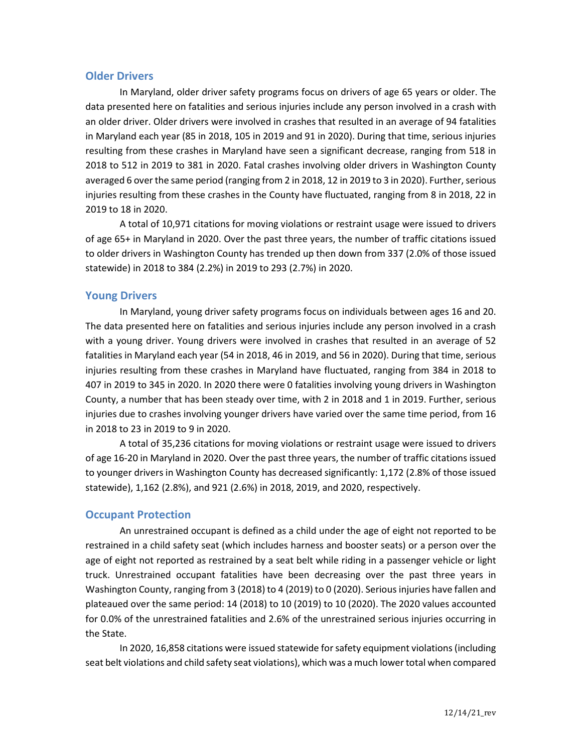## Older Drivers

In Maryland, older driver safety programs focus on drivers of age 65 years or older. The data presented here on fatalities and serious injuries include any person involved in a crash with an older driver. Older drivers were involved in crashes that resulted in an average of 94 fatalities in Maryland each year (85 in 2018, 105 in 2019 and 91 in 2020). During that time, serious injuries resulting from these crashes in Maryland have seen a significant decrease, ranging from 518 in 2018 to 512 in 2019 to 381 in 2020. Fatal crashes involving older drivers in Washington County averaged 6 over the same period (ranging from 2 in 2018, 12 in 2019 to 3 in 2020). Further, serious injuries resulting from these crashes in the County have fluctuated, ranging from 8 in 2018, 22 in 2019 to 18 in 2020.

A total of 10,971 citations for moving violations or restraint usage were issued to drivers of age 65+ in Maryland in 2020. Over the past three years, the number of traffic citations issued to older drivers in Washington County has trended up then down from 337 (2.0% of those issued statewide) in 2018 to 384 (2.2%) in 2019 to 293 (2.7%) in 2020.

## Young Drivers

In Maryland, young driver safety programs focus on individuals between ages 16 and 20. The data presented here on fatalities and serious injuries include any person involved in a crash with a young driver. Young drivers were involved in crashes that resulted in an average of 52 fatalities in Maryland each year (54 in 2018, 46 in 2019, and 56 in 2020). During that time, serious injuries resulting from these crashes in Maryland have fluctuated, ranging from 384 in 2018 to 407 in 2019 to 345 in 2020. In 2020 there were 0 fatalities involving young drivers in Washington County, a number that has been steady over time, with 2 in 2018 and 1 in 2019. Further, serious injuries due to crashes involving younger drivers have varied over the same time period, from 16 in 2018 to 23 in 2019 to 9 in 2020.

A total of 35,236 citations for moving violations or restraint usage were issued to drivers of age 16-20 in Maryland in 2020. Over the past three years, the number of traffic citations issued to younger drivers in Washington County has decreased significantly: 1,172 (2.8% of those issued statewide), 1,162 (2.8%), and 921 (2.6%) in 2018, 2019, and 2020, respectively.

## Occupant Protection

An unrestrained occupant is defined as a child under the age of eight not reported to be restrained in a child safety seat (which includes harness and booster seats) or a person over the age of eight not reported as restrained by a seat belt while riding in a passenger vehicle or light truck. Unrestrained occupant fatalities have been decreasing over the past three years in Washington County, ranging from 3 (2018) to 4 (2019) to 0 (2020). Serious injuries have fallen and plateaued over the same period: 14 (2018) to 10 (2019) to 10 (2020). The 2020 values accounted for 0.0% of the unrestrained fatalities and 2.6% of the unrestrained serious injuries occurring in the State.

In 2020, 16,858 citations were issued statewide for safety equipment violations (including seat belt violations and child safety seat violations), which was a much lower total when compared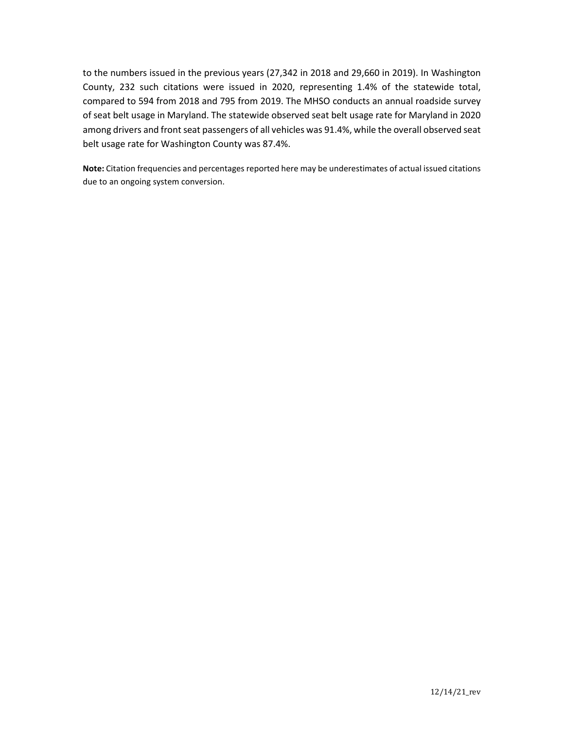to the numbers issued in the previous years (27,342 in 2018 and 29,660 in 2019). In Washington County, 232 such citations were issued in 2020, representing 1.4% of the statewide total, compared to 594 from 2018 and 795 from 2019. The MHSO conducts an annual roadside survey of seat belt usage in Maryland. The statewide observed seat belt usage rate for Maryland in 2020 among drivers and front seat passengers of all vehicles was 91.4%, while the overall observed seat belt usage rate for Washington County was 87.4%.

**Note:** Citation frequencies and percentages reported here may be underestimates of actual issued citations due to an ongoing system conversion.

12/14/21_rev